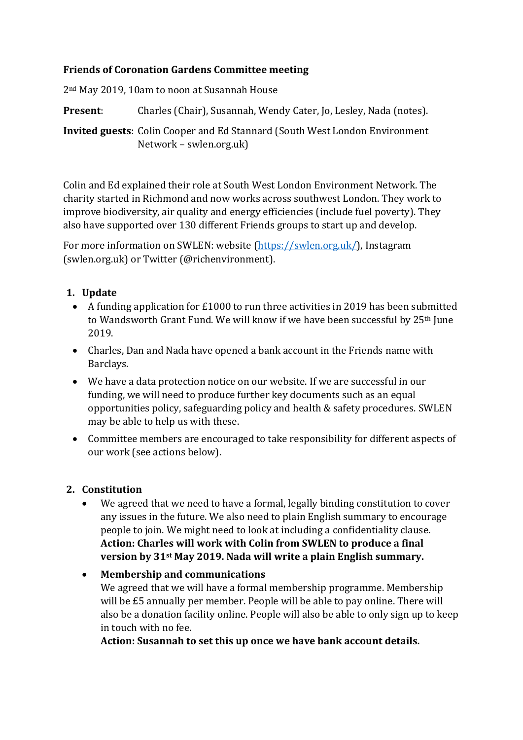**Friends of Coronation Gardens Committee meeting**

2nd May 2019, 10am to noon at Susannah House

**Present**: Charles (Chair), Susannah, Wendy Cater, Jo, Lesley, Nada (notes).

**Invited guests**: Colin Cooper and Ed Stannard (South West London Environment Network – swlen.org.uk)

Colin and Ed explained their role at South West London Environment Network. The charity started in Richmond and now works across southwest London. They work to improve biodiversity, air quality and energy efficiencies (include fuel poverty). They also have supported over 130 different Friends groups to start up and develop.

For more information on SWLEN: website (https://swlen.org.uk/), Instagram (swlen.org.uk) or Twitter (@richenvironment).

1. **Update**
   - A funding application for £1000 to run three activities in 2019 has been submitted to Wandsworth Grant Fund. We will know if we have been successful by 25th June 2019.
   - Charles, Dan and Nada have opened a bank account in the Friends name with Barclays.
   - We have a data protection notice on our website. If we are successful in our funding, we will need to produce further key documents such as an equal opportunities policy, safeguarding policy and health & safety procedures. SWLEN may be able to help us with these.
   - Committee members are encouraged to take responsibility for different aspects of our work (see actions below).

2. **Constitution**
   - We agreed that we need to have a formal, legally binding constitution to cover any issues in the future. We also need to plain English summary to encourage people to join. We might need to look at including a confidentiality clause.
     **Action: Charles will work with Colin from SWLEN to produce a final version by 31st May 2019. Nada will write a plain English summary.**
   - **Membership and communications**
     We agreed that we will have a formal membership programme. Membership will be £5 annually per member. People will be able to pay online. There will also be a donation facility online. People will also be able to only sign up to keep in touch with no fee.
     **Action: Susannah to set this up once we have bank account details.**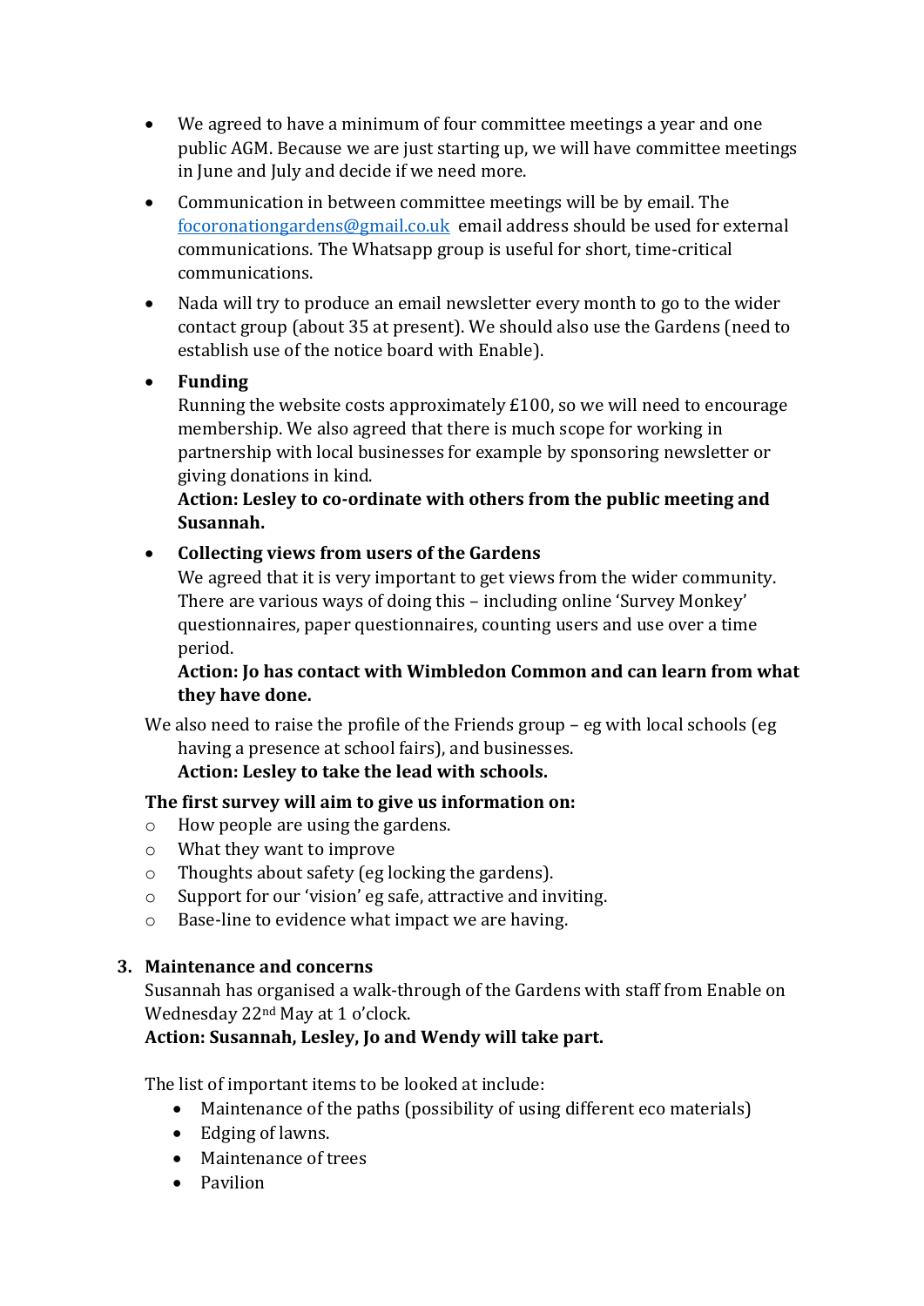- We agreed to have a minimum of four committee meetings a year and one public AGM. Because we are just starting up, we will have committee meetings in June and July and decide if we need more.
- Communication in between committee meetings will be by email. The focoronationgardens@gmail.co.uk email address should be used for external communications. The Whatsapp group is useful for short, time-critical communications.
- Nada will try to produce an email newsletter every month to go to the wider contact group (about 35 at present). We should also use the Gardens (need to establish use of the notice board with Enable).
- **Funding**
  Running the website costs approximately £100, so we will need to encourage membership. We also agreed that there is much scope for working in partnership with local businesses for example by sponsoring newsletter or giving donations in kind.
  **Action: Lesley to co-ordinate with others from the public meeting and Susannah.**
- **Collecting views from users of the Gardens**
  We agreed that it is very important to get views from the wider community. There are various ways of doing this – including online 'Survey Monkey' questionnaires, paper questionnaires, counting users and use over a time period.
  **Action: Jo has contact with Wimbledon Common and can learn from what they have done.**

We also need to raise the profile of the Friends group – eg with local schools (eg having a presence at school fairs), and businesses.
**Action: Lesley to take the lead with schools.**

**The first survey will aim to give us information on:**
- How people are using the gardens.
- What they want to improve
- Thoughts about safety (eg locking the gardens).
- Support for our 'vision' eg safe, attractive and inviting.
- Base-line to evidence what impact we are having.

### 3. Maintenance and concerns

Susannah has organised a walk-through of the Gardens with staff from Enable on Wednesday 22nd May at 1 o'clock.
**Action: Susannah, Lesley, Jo and Wendy will take part.**

The list of important items to be looked at include:
- Maintenance of the paths (possibility of using different eco materials)
- Edging of lawns.
- Maintenance of trees
- Pavilion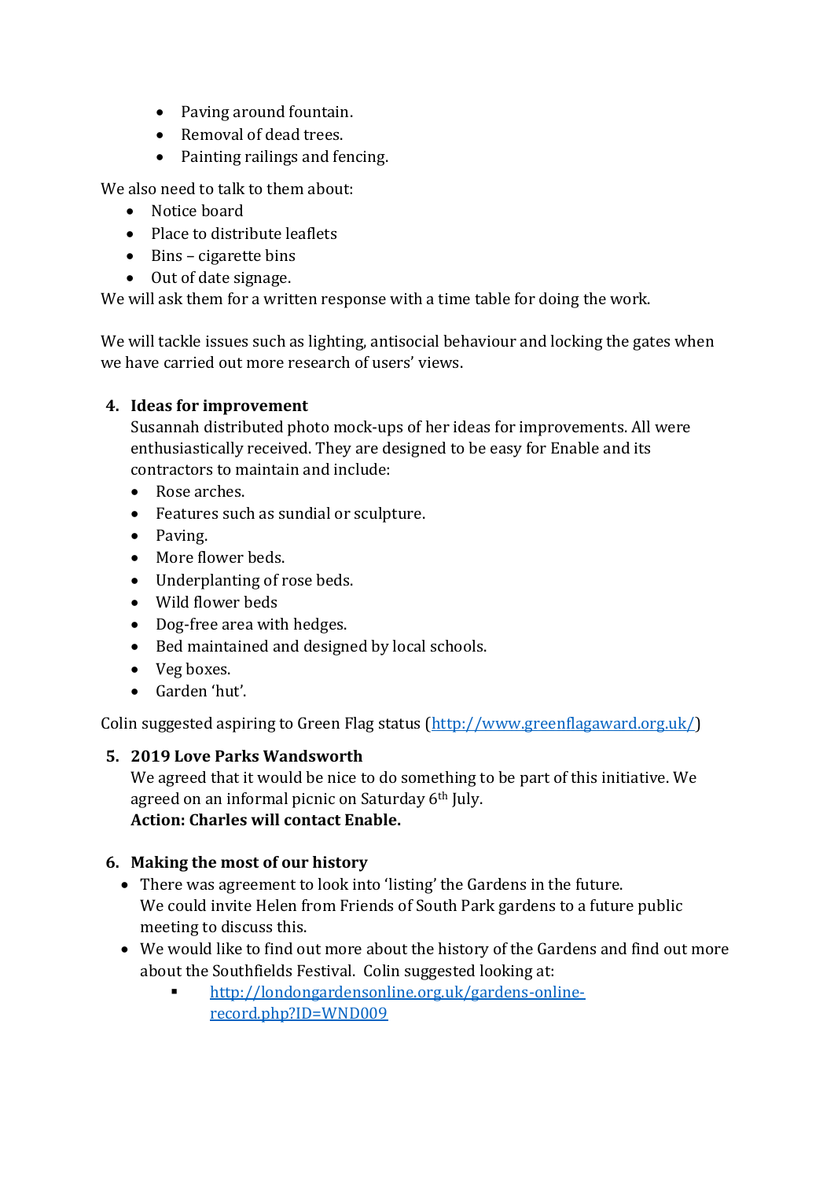- Paving around fountain.
- Removal of dead trees.
- Painting railings and fencing.

We also need to talk to them about:

- Notice board
- Place to distribute leaflets
- Bins – cigarette bins
- Out of date signage.

We will ask them for a written response with a time table for doing the work.

We will tackle issues such as lighting, antisocial behaviour and locking the gates when we have carried out more research of users' views.

4. **Ideas for improvement**

   Susannah distributed photo mock-ups of her ideas for improvements. All were enthusiastically received. They are designed to be easy for Enable and its contractors to maintain and include:

   - Rose arches.
   - Features such as sundial or sculpture.
   - Paving.
   - More flower beds.
   - Underplanting of rose beds.
   - Wild flower beds
   - Dog-free area with hedges.
   - Bed maintained and designed by local schools.
   - Veg boxes.
   - Garden 'hut'.

Colin suggested aspiring to Green Flag status (http://www.greenflagaward.org.uk/)

5. **2019 Love Parks Wandsworth**

   We agreed that it would be nice to do something to be part of this initiative. We agreed on an informal picnic on Saturday 6th July.
   **Action: Charles will contact Enable.**

6. **Making the most of our history**

   - There was agreement to look into 'listing' the Gardens in the future. We could invite Helen from Friends of South Park gardens to a future public meeting to discuss this.
   - We would like to find out more about the history of the Gardens and find out more about the Southfields Festival. Colin suggested looking at:
     - http://londongardensonline.org.uk/gardens-online-record.php?ID=WND009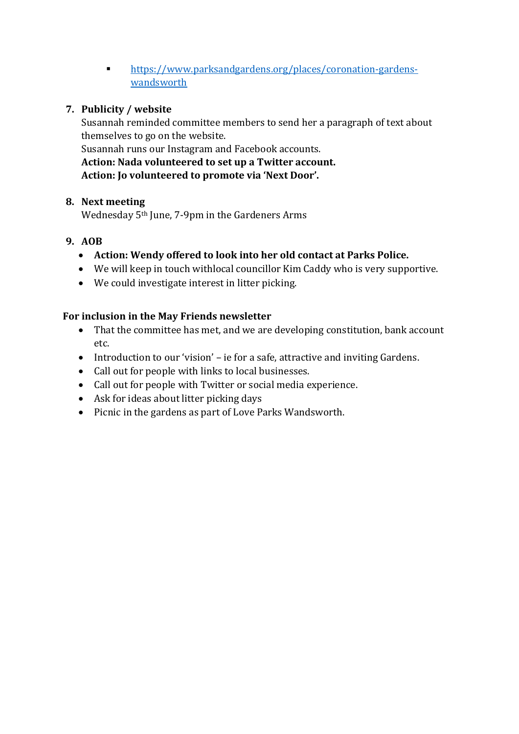- https://www.parksandgardens.org/places/coronation-gardens-wandsworth

7. **Publicity / website**
   Susannah reminded committee members to send her a paragraph of text about themselves to go on the website.
   Susannah runs our Instagram and Facebook accounts.
   **Action: Nada volunteered to set up a Twitter account.**
   **Action: Jo volunteered to promote via 'Next Door'.**

8. **Next meeting**
   Wednesday 5th June, 7-9pm in the Gardeners Arms

9. **AOB**
   - **Action: Wendy offered to look into her old contact at Parks Police.**
   - We will keep in touch withlocal councillor Kim Caddy who is very supportive.
   - We could investigate interest in litter picking.

**For inclusion in the May Friends newsletter**

- That the committee has met, and we are developing constitution, bank account etc.
- Introduction to our 'vision' – ie for a safe, attractive and inviting Gardens.
- Call out for people with links to local businesses.
- Call out for people with Twitter or social media experience.
- Ask for ideas about litter picking days
- Picnic in the gardens as part of Love Parks Wandsworth.